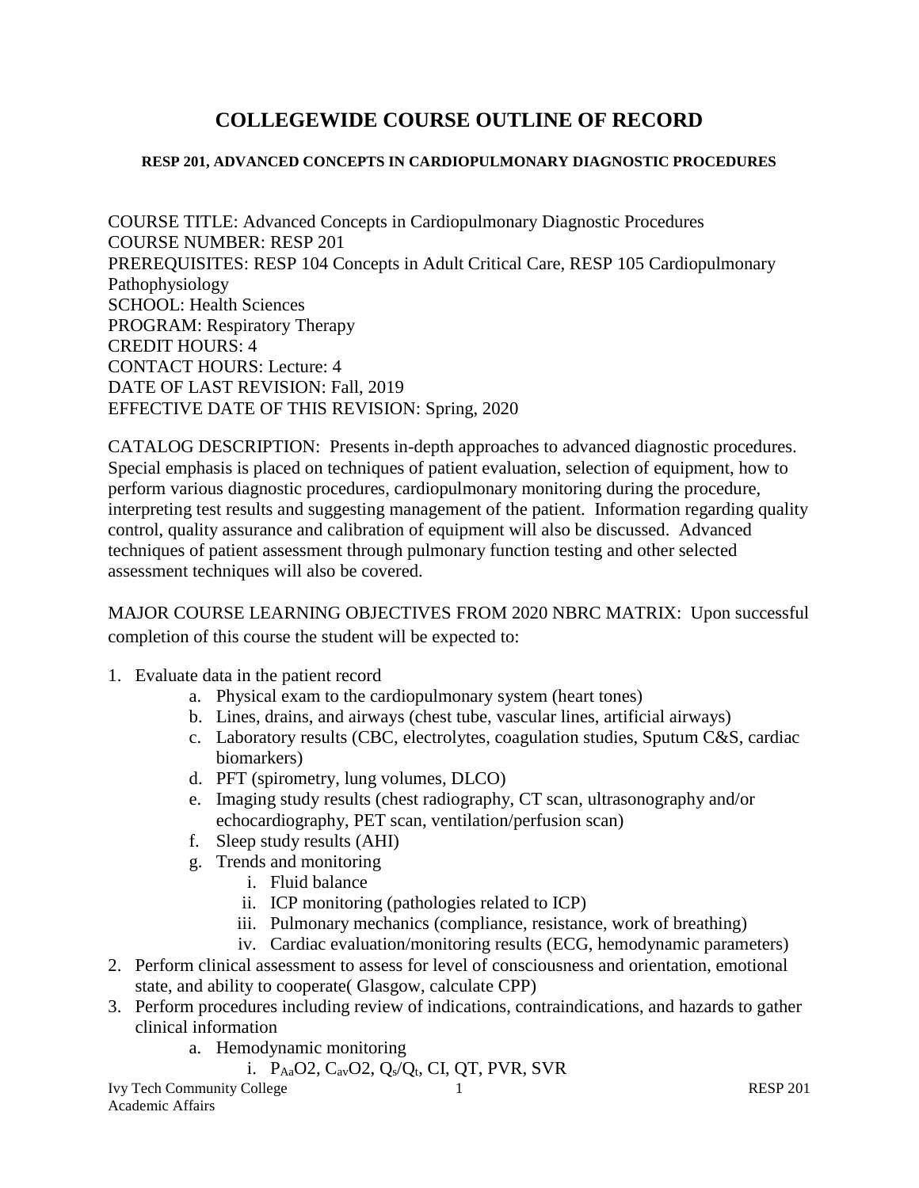# COLLEGEWIDE COURSE OUTLINE OF RECORD

### RESP 201, ADVANCED CONCEPTS IN CARDIOPULMONARY DIAGNOSTIC PROCEDURES

COURSE TITLE: Advanced Concepts in Cardiopulmonary Diagnostic Procedures
COURSE NUMBER: RESP 201
PREREQUISITES: RESP 104 Concepts in Adult Critical Care, RESP 105 Cardiopulmonary Pathophysiology
SCHOOL: Health Sciences
PROGRAM: Respiratory Therapy
CREDIT HOURS: 4
CONTACT HOURS: Lecture: 4
DATE OF LAST REVISION: Fall, 2019
EFFECTIVE DATE OF THIS REVISION: Spring, 2020

CATALOG DESCRIPTION: Presents in-depth approaches to advanced diagnostic procedures. Special emphasis is placed on techniques of patient evaluation, selection of equipment, how to perform various diagnostic procedures, cardiopulmonary monitoring during the procedure, interpreting test results and suggesting management of the patient. Information regarding quality control, quality assurance and calibration of equipment will also be discussed. Advanced techniques of patient assessment through pulmonary function testing and other selected assessment techniques will also be covered.

MAJOR COURSE LEARNING OBJECTIVES FROM 2020 NBRC MATRIX: Upon successful completion of this course the student will be expected to:

1. Evaluate data in the patient record
   a. Physical exam to the cardiopulmonary system (heart tones)
   b. Lines, drains, and airways (chest tube, vascular lines, artificial airways)
   c. Laboratory results (CBC, electrolytes, coagulation studies, Sputum C&S, cardiac biomarkers)
   d. PFT (spirometry, lung volumes, DLCO)
   e. Imaging study results (chest radiography, CT scan, ultrasonography and/or echocardiography, PET scan, ventilation/perfusion scan)
   f. Sleep study results (AHI)
   g. Trends and monitoring
      i. Fluid balance
      ii. ICP monitoring (pathologies related to ICP)
      iii. Pulmonary mechanics (compliance, resistance, work of breathing)
      iv. Cardiac evaluation/monitoring results (ECG, hemodynamic parameters)
2. Perform clinical assessment to assess for level of consciousness and orientation, emotional state, and ability to cooperate( Glasgow, calculate CPP)
3. Perform procedures including review of indications, contraindications, and hazards to gather clinical information
   a. Hemodynamic monitoring
      i. $P_{Aa}O2$, $C_{av}O2$, $Q_s/Q_t$, CI, QT, PVR, SVR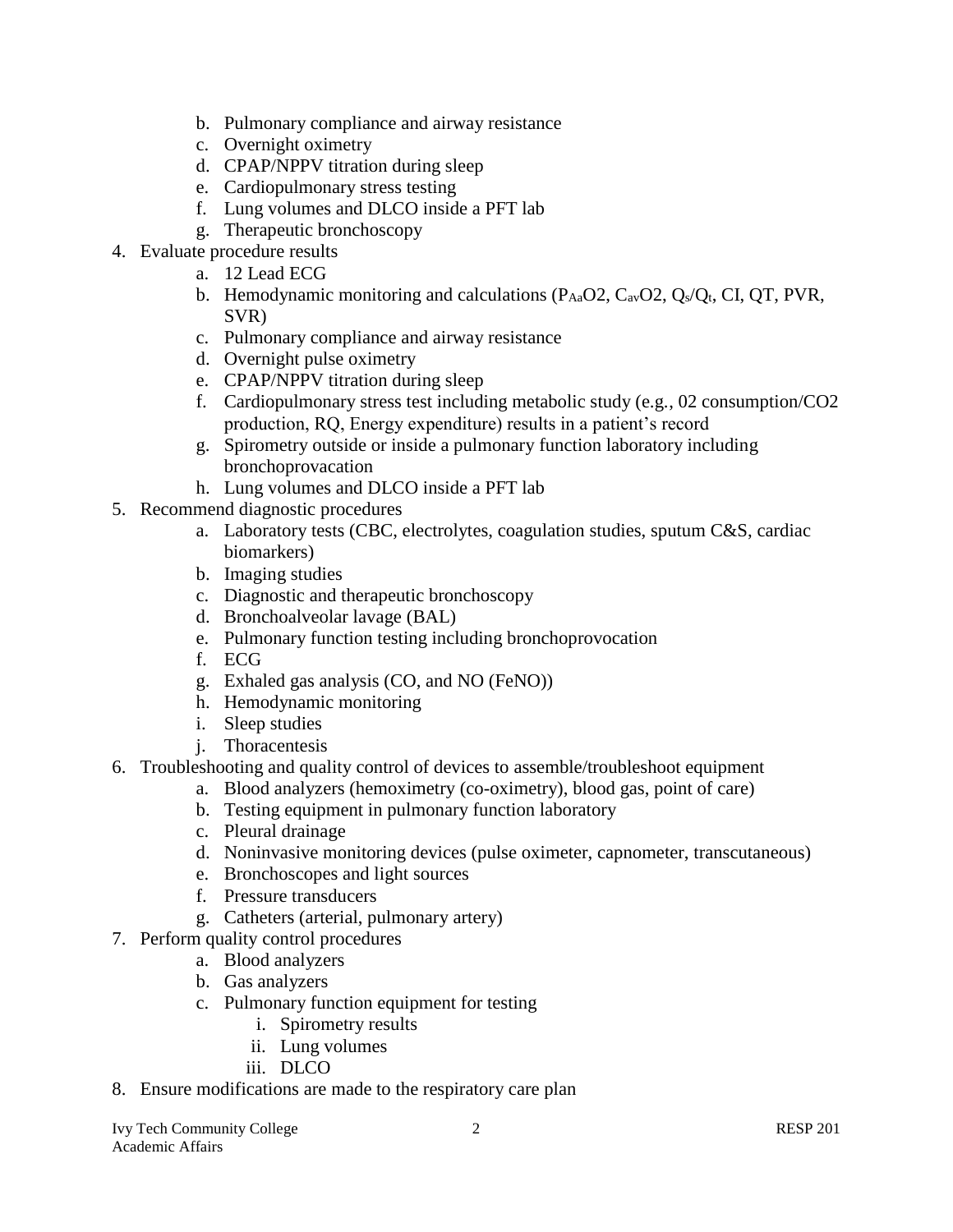b. Pulmonary compliance and airway resistance
   c. Overnight oximetry
   d. CPAP/NPPV titration during sleep
   e. Cardiopulmonary stress testing
   f. Lung volumes and DLCO inside a PFT lab
   g. Therapeutic bronchoscopy
4. Evaluate procedure results
   a. 12 Lead ECG
   b. Hemodynamic monitoring and calculations ($P_{Aa}O2$, $C_{av}O2$, $Q_s/Q_t$, CI, QT, PVR, SVR)
   c. Pulmonary compliance and airway resistance
   d. Overnight pulse oximetry
   e. CPAP/NPPV titration during sleep
   f. Cardiopulmonary stress test including metabolic study (e.g., 02 consumption/CO2 production, RQ, Energy expenditure) results in a patient's record
   g. Spirometry outside or inside a pulmonary function laboratory including bronchoprovacation
   h. Lung volumes and DLCO inside a PFT lab
5. Recommend diagnostic procedures
   a. Laboratory tests (CBC, electrolytes, coagulation studies, sputum C&S, cardiac biomarkers)
   b. Imaging studies
   c. Diagnostic and therapeutic bronchoscopy
   d. Bronchoalveolar lavage (BAL)
   e. Pulmonary function testing including bronchoprovocation
   f. ECG
   g. Exhaled gas analysis (CO, and NO (FeNO))
   h. Hemodynamic monitoring
   i. Sleep studies
   j. Thoracentesis
6. Troubleshooting and quality control of devices to assemble/troubleshoot equipment
   a. Blood analyzers (hemoximetry (co-oximetry), blood gas, point of care)
   b. Testing equipment in pulmonary function laboratory
   c. Pleural drainage
   d. Noninvasive monitoring devices (pulse oximeter, capnometer, transcutaneous)
   e. Bronchoscopes and light sources
   f. Pressure transducers
   g. Catheters (arterial, pulmonary artery)
7. Perform quality control procedures
   a. Blood analyzers
   b. Gas analyzers
   c. Pulmonary function equipment for testing
      i. Spirometry results
      ii. Lung volumes
      iii. DLCO
8. Ensure modifications are made to the respiratory care plan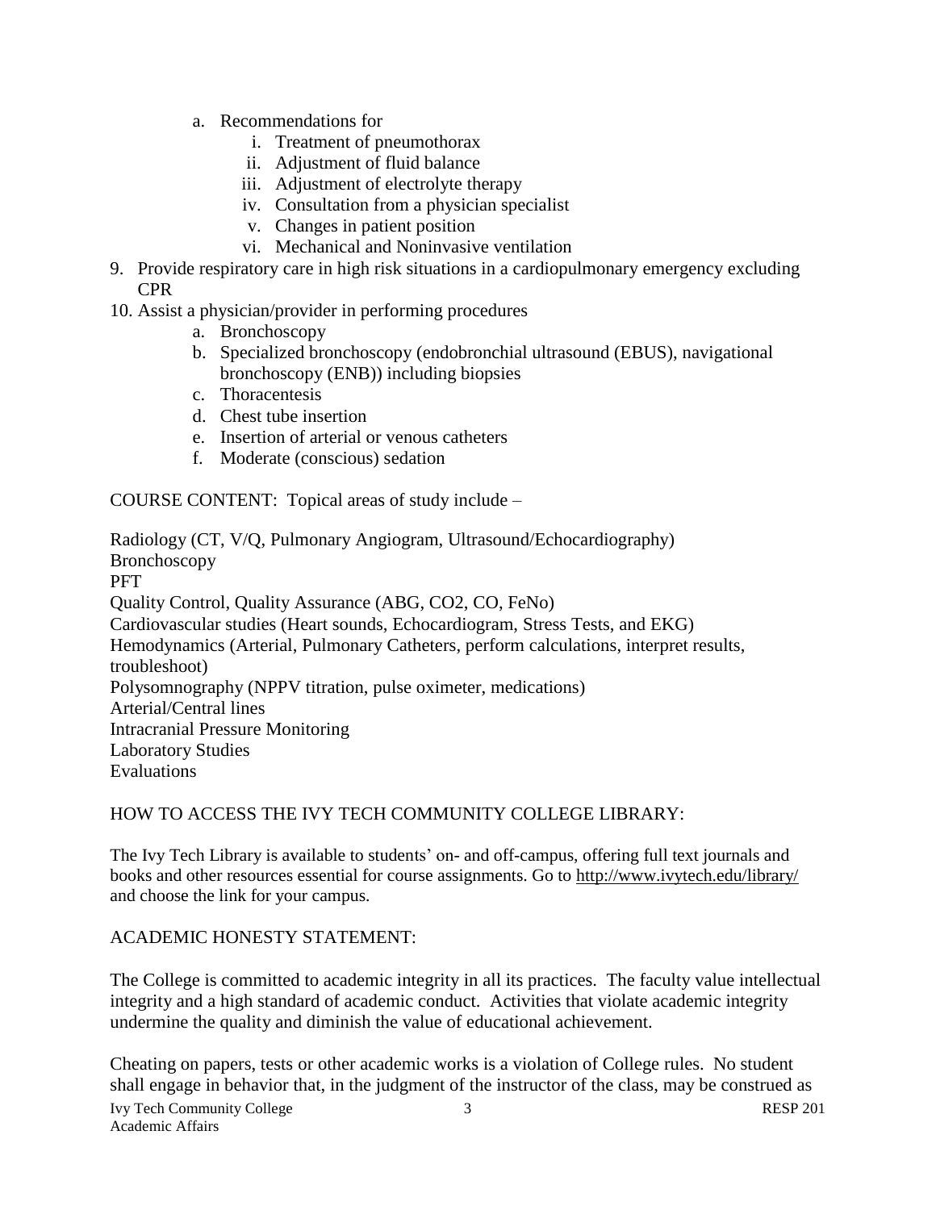a. Recommendations for
      i. Treatment of pneumothorax
      ii. Adjustment of fluid balance
      iii. Adjustment of electrolyte therapy
      iv. Consultation from a physician specialist
      v. Changes in patient position
      vi. Mechanical and Noninvasive ventilation

9. Provide respiratory care in high risk situations in a cardiopulmonary emergency excluding CPR
10. Assist a physician/provider in performing procedures
    a. Bronchoscopy
    b. Specialized bronchoscopy (endobronchial ultrasound (EBUS), navigational bronchoscopy (ENB)) including biopsies
    c. Thoracentesis
    d. Chest tube insertion
    e. Insertion of arterial or venous catheters
    f. Moderate (conscious) sedation

COURSE CONTENT: Topical areas of study include –

Radiology (CT, V/Q, Pulmonary Angiogram, Ultrasound/Echocardiography)
Bronchoscopy
PFT
Quality Control, Quality Assurance (ABG, CO2, CO, FeNo)
Cardiovascular studies (Heart sounds, Echocardiogram, Stress Tests, and EKG)
Hemodynamics (Arterial, Pulmonary Catheters, perform calculations, interpret results, troubleshoot)
Polysomnography (NPPV titration, pulse oximeter, medications)
Arterial/Central lines
Intracranial Pressure Monitoring
Laboratory Studies
Evaluations

HOW TO ACCESS THE IVY TECH COMMUNITY COLLEGE LIBRARY:

The Ivy Tech Library is available to students' on- and off-campus, offering full text journals and books and other resources essential for course assignments. Go to http://www.ivytech.edu/library/ and choose the link for your campus.

ACADEMIC HONESTY STATEMENT:

The College is committed to academic integrity in all its practices. The faculty value intellectual integrity and a high standard of academic conduct. Activities that violate academic integrity undermine the quality and diminish the value of educational achievement.

Cheating on papers, tests or other academic works is a violation of College rules. No student shall engage in behavior that, in the judgment of the instructor of the class, may be construed as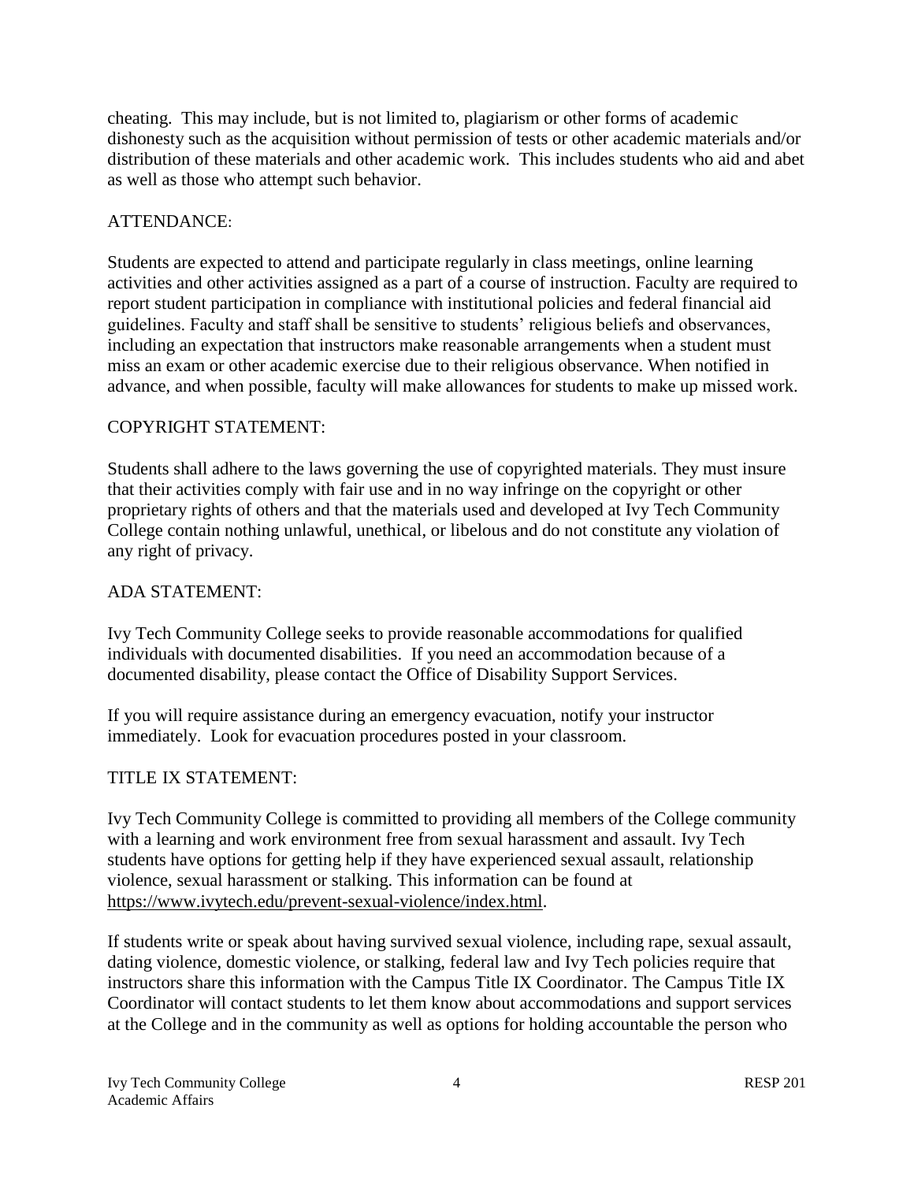cheating. This may include, but is not limited to, plagiarism or other forms of academic dishonesty such as the acquisition without permission of tests or other academic materials and/or distribution of these materials and other academic work. This includes students who aid and abet as well as those who attempt such behavior.

## ATTENDANCE:

Students are expected to attend and participate regularly in class meetings, online learning activities and other activities assigned as a part of a course of instruction. Faculty are required to report student participation in compliance with institutional policies and federal financial aid guidelines. Faculty and staff shall be sensitive to students' religious beliefs and observances, including an expectation that instructors make reasonable arrangements when a student must miss an exam or other academic exercise due to their religious observance. When notified in advance, and when possible, faculty will make allowances for students to make up missed work.

## COPYRIGHT STATEMENT:

Students shall adhere to the laws governing the use of copyrighted materials. They must insure that their activities comply with fair use and in no way infringe on the copyright or other proprietary rights of others and that the materials used and developed at Ivy Tech Community College contain nothing unlawful, unethical, or libelous and do not constitute any violation of any right of privacy.

## ADA STATEMENT:

Ivy Tech Community College seeks to provide reasonable accommodations for qualified individuals with documented disabilities. If you need an accommodation because of a documented disability, please contact the Office of Disability Support Services.

If you will require assistance during an emergency evacuation, notify your instructor immediately. Look for evacuation procedures posted in your classroom.

## TITLE IX STATEMENT:

Ivy Tech Community College is committed to providing all members of the College community with a learning and work environment free from sexual harassment and assault. Ivy Tech students have options for getting help if they have experienced sexual assault, relationship violence, sexual harassment or stalking. This information can be found at https://www.ivytech.edu/prevent-sexual-violence/index.html.

If students write or speak about having survived sexual violence, including rape, sexual assault, dating violence, domestic violence, or stalking, federal law and Ivy Tech policies require that instructors share this information with the Campus Title IX Coordinator. The Campus Title IX Coordinator will contact students to let them know about accommodations and support services at the College and in the community as well as options for holding accountable the person who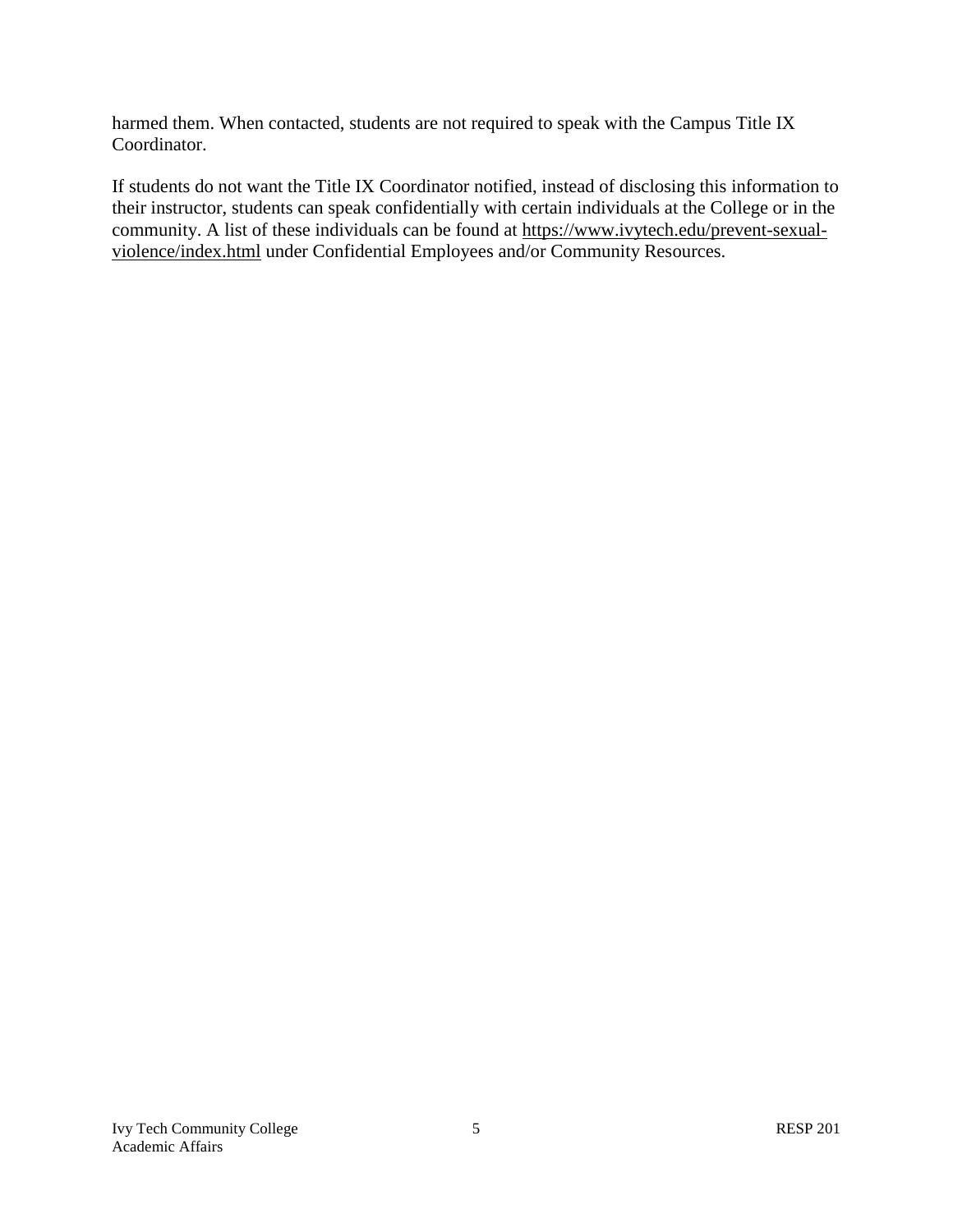harmed them. When contacted, students are not required to speak with the Campus Title IX Coordinator.

If students do not want the Title IX Coordinator notified, instead of disclosing this information to their instructor, students can speak confidentially with certain individuals at the College or in the community. A list of these individuals can be found at https://www.ivytech.edu/prevent-sexual-violence/index.html under Confidential Employees and/or Community Resources.